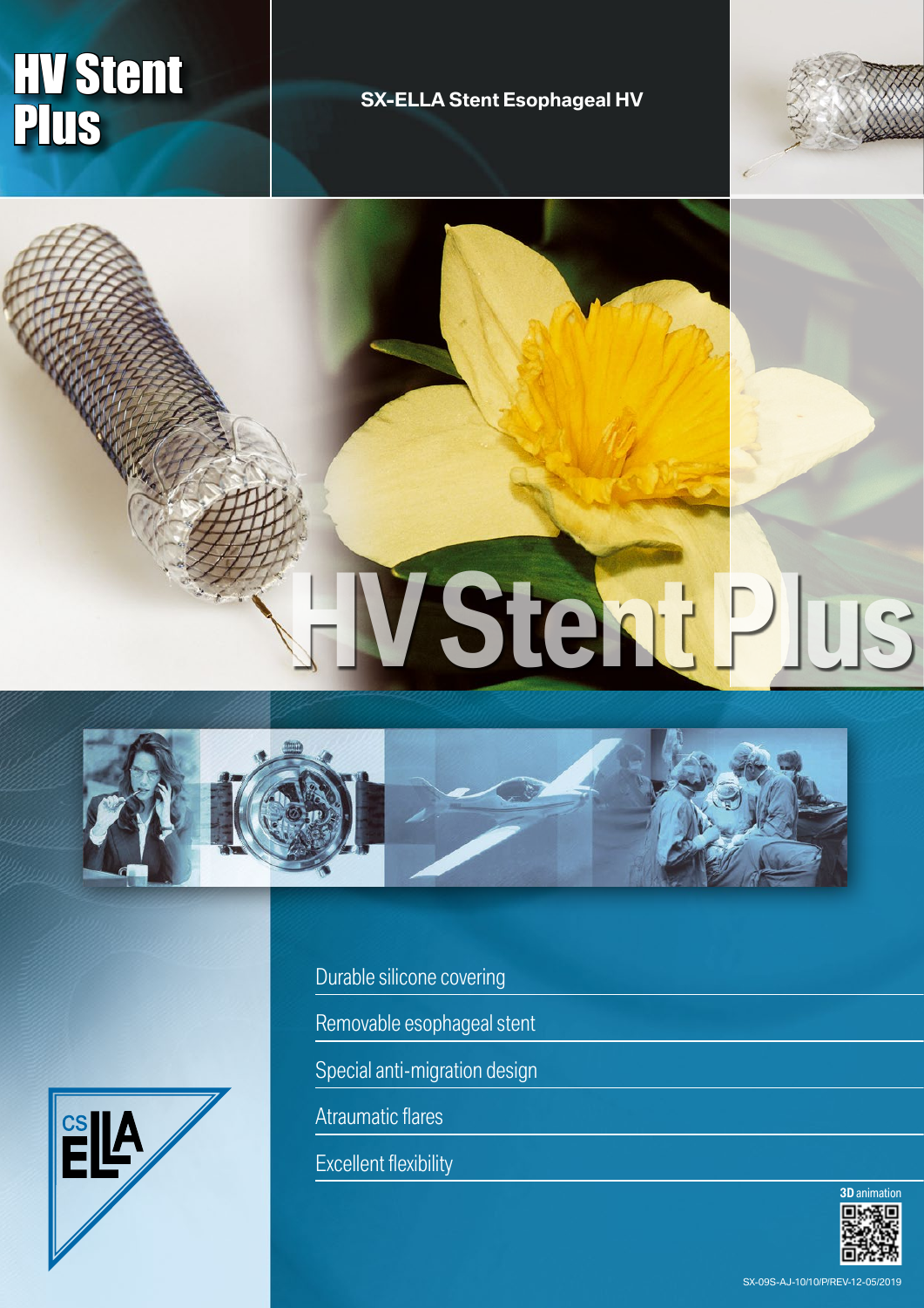# HV Stent Plus

## SX-ELLA Stent Esophageal HV

HV Stent Plus

- Durable silicone covering
- Removable esophageal stent
- Special anti-migration design
- Atraumatic flares
- Excellent flexibility

**3D** animation

SX-09S-AJ-10/10/P/REV-12-05/2019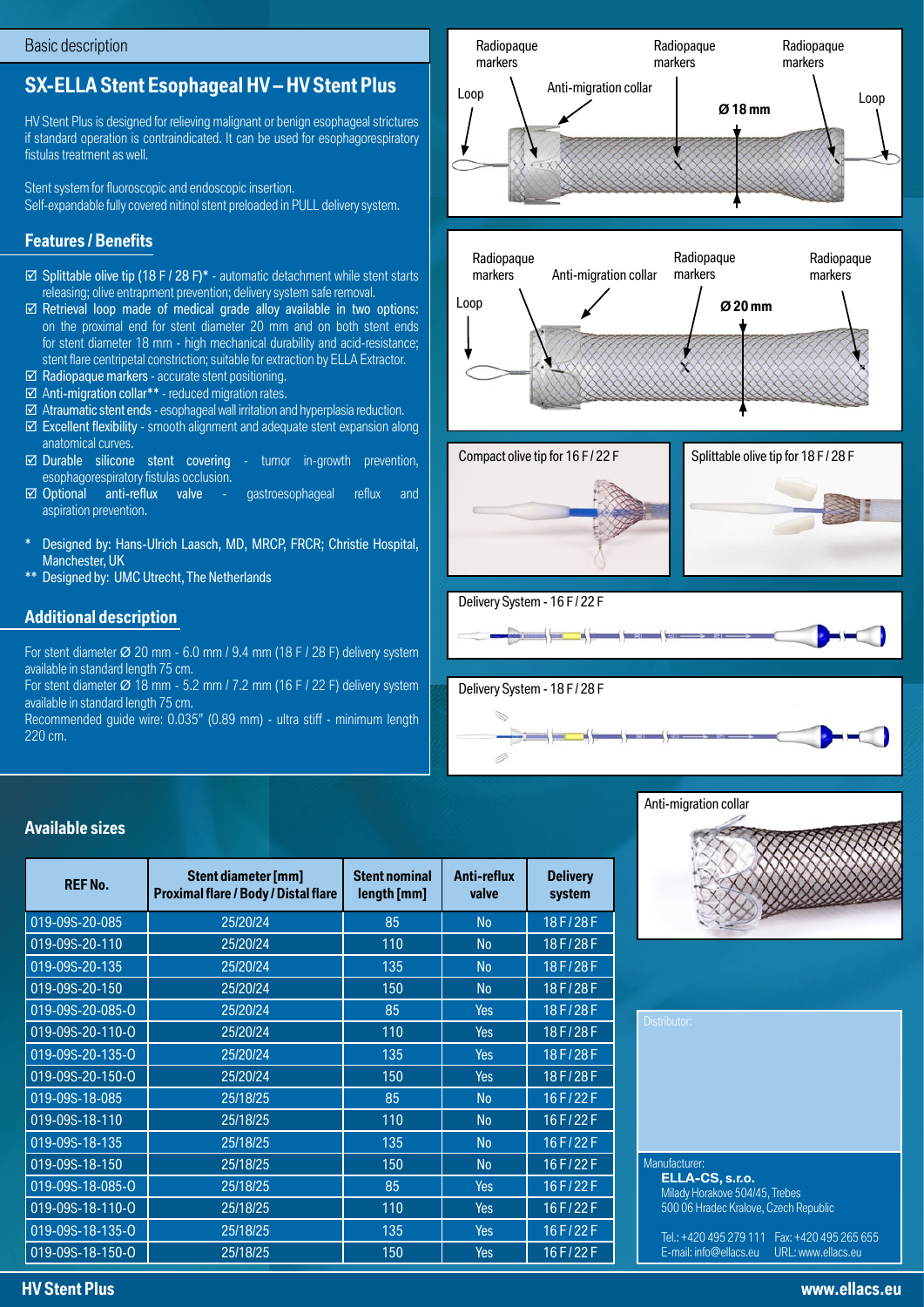Basic description

## SX-ELLA Stent Esophageal HV – HV Stent Plus

HV Stent Plus is designed for relieving malignant or benign esophageal strictures if standard operation is contraindicated. It can be used for esophagorespiratory fistulas treatment as well.

Stent system for fluoroscopic and endoscopic insertion.
Self-expandable fully covered nitinol stent preloaded in PULL delivery system.

### Features / Benefits

- ☑ Splittable olive tip (18 F / 28 F)* - automatic detachment while stent starts releasing; olive entrapment prevention; delivery system safe removal.
- ☑ Retrieval loop made of medical grade alloy available in two options: on the proximal end for stent diameter 20 mm and on both stent ends for stent diameter 18 mm - high mechanical durability and acid-resistance; stent flare centripetal constriction; suitable for extraction by ELLA Extractor.
- ☑ Radiopaque markers - accurate stent positioning.
- ☑ Anti-migration collar** - reduced migration rates.
- ☑ Atraumatic stent ends - esophageal wall irritation and hyperplasia reduction.
- ☑ Excellent flexibility - smooth alignment and adequate stent expansion along anatomical curves.
- ☑ Durable silicone stent covering - tumor in-growth prevention, esophagorespiratory fistulas occlusion.
- ☑ Optional anti-reflux valve - gastroesophageal reflux and aspiration prevention.

\* Designed by: Hans-Ulrich Laasch, MD, MRCP, FRCR; Christie Hospital, Manchester, UK
\** Designed by: UMC Utrecht, The Netherlands

### Additional description

For stent diameter Ø 20 mm - 6.0 mm / 9.4 mm (18 F / 28 F) delivery system available in standard length 75 cm.
For stent diameter Ø 18 mm - 5.2 mm / 7.2 mm (16 F / 22 F) delivery system available in standard length 75 cm.
Recommended guide wire: 0.035" (0.89 mm) - ultra stiff - minimum length 220 cm.

Radiopaque markers
Radiopaque markers
Radiopaque markers
Loop
Anti-migration collar
Ø 18 mm
Loop

Radiopaque markers
Anti-migration collar
Radiopaque markers
Radiopaque markers
Loop
Ø 20 mm

Compact olive tip for 16 F / 22 F

Splittable olive tip for 18 F / 28 F

Delivery System - 16 F / 22 F

Delivery System - 18 F / 28 F

Anti-migration collar

### Available sizes

| REF No. | Stent diameter [mm] Proximal flare / Body / Distal flare | Stent nominal length [mm] | Anti-reflux valve | Delivery system |
|---|---|---|---|---|
| 019-09S-20-085 | 25/20/24 | 85 | No | 18 F / 28 F |
| 019-09S-20-110 | 25/20/24 | 110 | No | 18 F / 28 F |
| 019-09S-20-135 | 25/20/24 | 135 | No | 18 F / 28 F |
| 019-09S-20-150 | 25/20/24 | 150 | No | 18 F / 28 F |
| 019-09S-20-085-O | 25/20/24 | 85 | Yes | 18 F / 28 F |
| 019-09S-20-110-O | 25/20/24 | 110 | Yes | 18 F / 28 F |
| 019-09S-20-135-O | 25/20/24 | 135 | Yes | 18 F / 28 F |
| 019-09S-20-150-O | 25/20/24 | 150 | Yes | 18 F / 28 F |
| 019-09S-18-085 | 25/18/25 | 85 | No | 16 F / 22 F |
| 019-09S-18-110 | 25/18/25 | 110 | No | 16 F / 22 F |
| 019-09S-18-135 | 25/18/25 | 135 | No | 16 F / 22 F |
| 019-09S-18-150 | 25/18/25 | 150 | No | 16 F / 22 F |
| 019-09S-18-085-O | 25/18/25 | 85 | Yes | 16 F / 22 F |
| 019-09S-18-110-O | 25/18/25 | 110 | Yes | 16 F / 22 F |
| 019-09S-18-135-O | 25/18/25 | 135 | Yes | 16 F / 22 F |
| 019-09S-18-150-O | 25/18/25 | 150 | Yes | 16 F / 22 F |

Distributor:

Manufacturer:
**ELLA-CS, s.r.o.**
Milady Horakove 504/45, Trebes
500 06 Hradec Kralove, Czech Republic

Tel.: +420 495 279 111 Fax: +420 495 265 655
E-mail: info@ellacs.eu URL: www.ellacs.eu